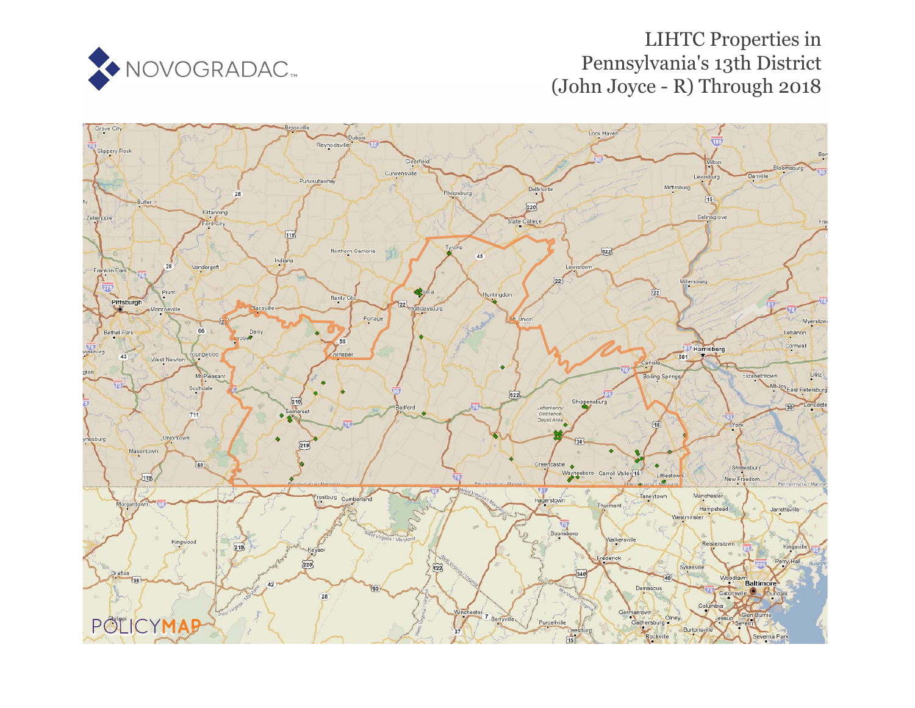NOVOGRADAC

# LIHTC Properties in Pennsylvania's 13th District (John Joyce - R) Through 2018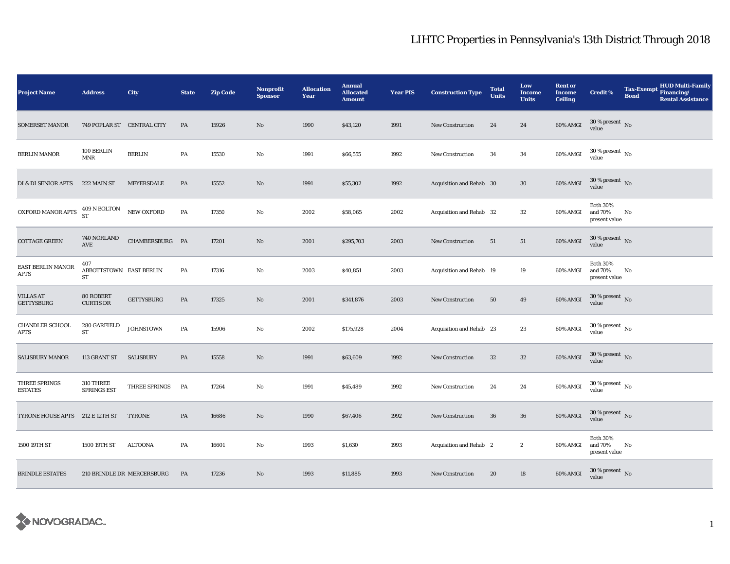# LIHTC Properties in Pennsylvania's 13th District Through 2018

| Project Name | Address | City | State | Zip Code | Nonprofit Sponsor | Allocation Year | Annual Allocated Amount | Year PIS | Construction Type | Total Units | Low Income Units | Rent or Income Ceiling | Credit % | Tax-Exempt Bond | HUD Multi-Family Financing/ Rental Assistance |
|---|---|---|---|---|---|---|---|---|---|---|---|---|---|---|---|
| SOMERSET MANOR | 749 POPLAR ST | CENTRAL CITY | PA | 15926 | No | 1990 | $43,120 | 1991 | New Construction | 24 | 24 | 60% AMGI | 30 % present value | No | |
| BERLIN MANOR | 100 BERLIN MNR | BERLIN | PA | 15530 | No | 1991 | $66,555 | 1992 | New Construction | 34 | 34 | 60% AMGI | 30 % present value | No | |
| DI & DI SENIOR APTS | 222 MAIN ST | MEYERSDALE | PA | 15552 | No | 1991 | $55,302 | 1992 | Acquisition and Rehab | 30 | 30 | 60% AMGI | 30 % present value | No | |
| OXFORD MANOR APTS | 409 N BOLTON ST | NEW OXFORD | PA | 17350 | No | 2002 | $58,065 | 2002 | Acquisition and Rehab | 32 | 32 | 60% AMGI | Both 30% and 70% present value | No | |
| COTTAGE GREEN | 740 NORLAND AVE | CHAMBERSBURG | PA | 17201 | No | 2001 | $295,703 | 2003 | New Construction | 51 | 51 | 60% AMGI | 30 % present value | No | |
| EAST BERLIN MANOR APTS | 407 ABBOTTSTOWN ST | EAST BERLIN | PA | 17316 | No | 2003 | $40,851 | 2003 | Acquisition and Rehab | 19 | 19 | 60% AMGI | Both 30% and 70% present value | No | |
| VILLAS AT GETTYSBURG | 80 ROBERT CURTIS DR | GETTYSBURG | PA | 17325 | No | 2001 | $341,876 | 2003 | New Construction | 50 | 49 | 60% AMGI | 30 % present value | No | |
| CHANDLER SCHOOL APTS | 280 GARFIELD ST | JOHNSTOWN | PA | 15906 | No | 2002 | $175,928 | 2004 | Acquisition and Rehab | 23 | 23 | 60% AMGI | 30 % present value | No | |
| SALISBURY MANOR | 113 GRANT ST | SALISBURY | PA | 15558 | No | 1991 | $63,609 | 1992 | New Construction | 32 | 32 | 60% AMGI | 30 % present value | No | |
| THREE SPRINGS ESTATES | 310 THREE SPRINGS EST | THREE SPRINGS | PA | 17264 | No | 1991 | $45,489 | 1992 | New Construction | 24 | 24 | 60% AMGI | 30 % present value | No | |
| TYRONE HOUSE APTS | 212 E 12TH ST | TYRONE | PA | 16686 | No | 1990 | $67,406 | 1992 | New Construction | 36 | 36 | 60% AMGI | 30 % present value | No | |
| 1500 19TH ST | 1500 19TH ST | ALTOONA | PA | 16601 | No | 1993 | $1,630 | 1993 | Acquisition and Rehab | 2 | 2 | 60% AMGI | Both 30% and 70% present value | No | |
| BRINDLE ESTATES | 210 BRINDLE DR | MERCERSBURG | PA | 17236 | No | 1993 | $11,885 | 1993 | New Construction | 20 | 18 | 60% AMGI | 30 % present value | No | |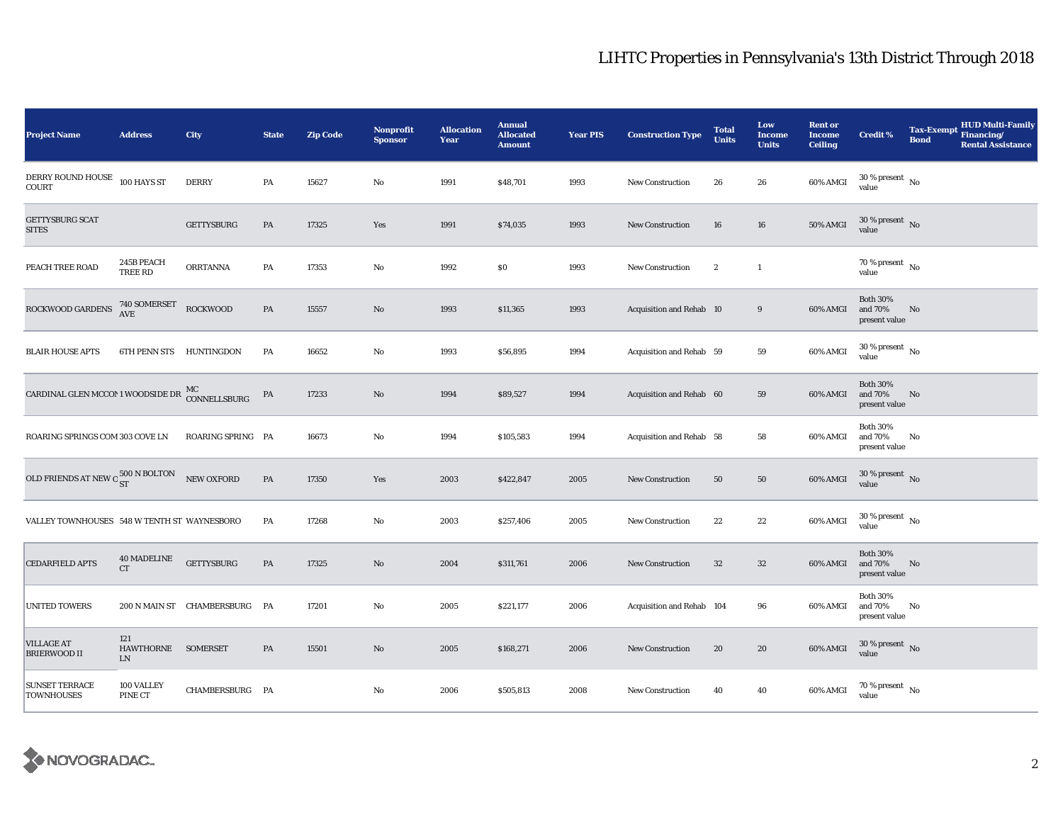# LIHTC Properties in Pennsylvania's 13th District Through 2018

| Project Name | Address | City | State | Zip Code | Nonprofit Sponsor | Allocation Year | Annual Allocated Amount | Year PIS | Construction Type | Total Units | Low Income Units | Rent or Income Ceiling | Credit % | Tax-Exempt Bond | HUD Multi-Family Financing/ Rental Assistance |
|---|---|---|---|---|---|---|---|---|---|---|---|---|---|---|---|
| DERRY ROUND HOUSE COURT | 100 HAYS ST | DERRY | PA | 15627 | No | 1991 | $48,701 | 1993 | New Construction | 26 | 26 | 60% AMGI | 30 % present value | No | |
| GETTYSBURG SCAT SITES | | GETTYSBURG | PA | 17325 | Yes | 1991 | $74,035 | 1993 | New Construction | 16 | 16 | 50% AMGI | 30 % present value | No | |
| PEACH TREE ROAD | 245B PEACH TREE RD | ORRTANNA | PA | 17353 | No | 1992 | $0 | 1993 | New Construction | 2 | 1 | | 70 % present value | No | |
| ROCKWOOD GARDENS | 740 SOMERSET AVE | ROCKWOOD | PA | 15557 | No | 1993 | $11,365 | 1993 | Acquisition and Rehab | 10 | 9 | 60% AMGI | Both 30% and 70% present value | No | |
| BLAIR HOUSE APTS | 6TH PENN STS | HUNTINGDON | PA | 16652 | No | 1993 | $56,895 | 1994 | Acquisition and Rehab | 59 | 59 | 60% AMGI | 30 % present value | No | |
| CARDINAL GLEN MCCON | 1 WOODSIDE DR | MC CONNELLSBURG | PA | 17233 | No | 1994 | $89,527 | 1994 | Acquisition and Rehab | 60 | 59 | 60% AMGI | Both 30% and 70% present value | No | |
| ROARING SPRINGS COM | 303 COVE LN | ROARING SPRING | PA | 16673 | No | 1994 | $105,583 | 1994 | Acquisition and Rehab | 58 | 58 | 60% AMGI | Both 30% and 70% present value | No | |
| OLD FRIENDS AT NEW O | 500 N BOLTON ST | NEW OXFORD | PA | 17350 | Yes | 2003 | $422,847 | 2005 | New Construction | 50 | 50 | 60% AMGI | 30 % present value | No | |
| VALLEY TOWNHOUSES | 548 W TENTH ST | WAYNESBORO | PA | 17268 | No | 2003 | $257,406 | 2005 | New Construction | 22 | 22 | 60% AMGI | 30 % present value | No | |
| CEDARFIELD APTS | 40 MADELINE CT | GETTYSBURG | PA | 17325 | No | 2004 | $311,761 | 2006 | New Construction | 32 | 32 | 60% AMGI | Both 30% and 70% present value | No | |
| UNITED TOWERS | 200 N MAIN ST | CHAMBERSBURG | PA | 17201 | No | 2005 | $221,177 | 2006 | Acquisition and Rehab | 104 | 96 | 60% AMGI | Both 30% and 70% present value | No | |
| VILLAGE AT BRIERWOOD II | 121 HAWTHORNE LN | SOMERSET | PA | 15501 | No | 2005 | $168,271 | 2006 | New Construction | 20 | 20 | 60% AMGI | 30 % present value | No | |
| SUNSET TERRACE TOWNHOUSES | 100 VALLEY PINE CT | CHAMBERSBURG | PA | | No | 2006 | $505,813 | 2008 | New Construction | 40 | 40 | 60% AMGI | 70 % present value | No | |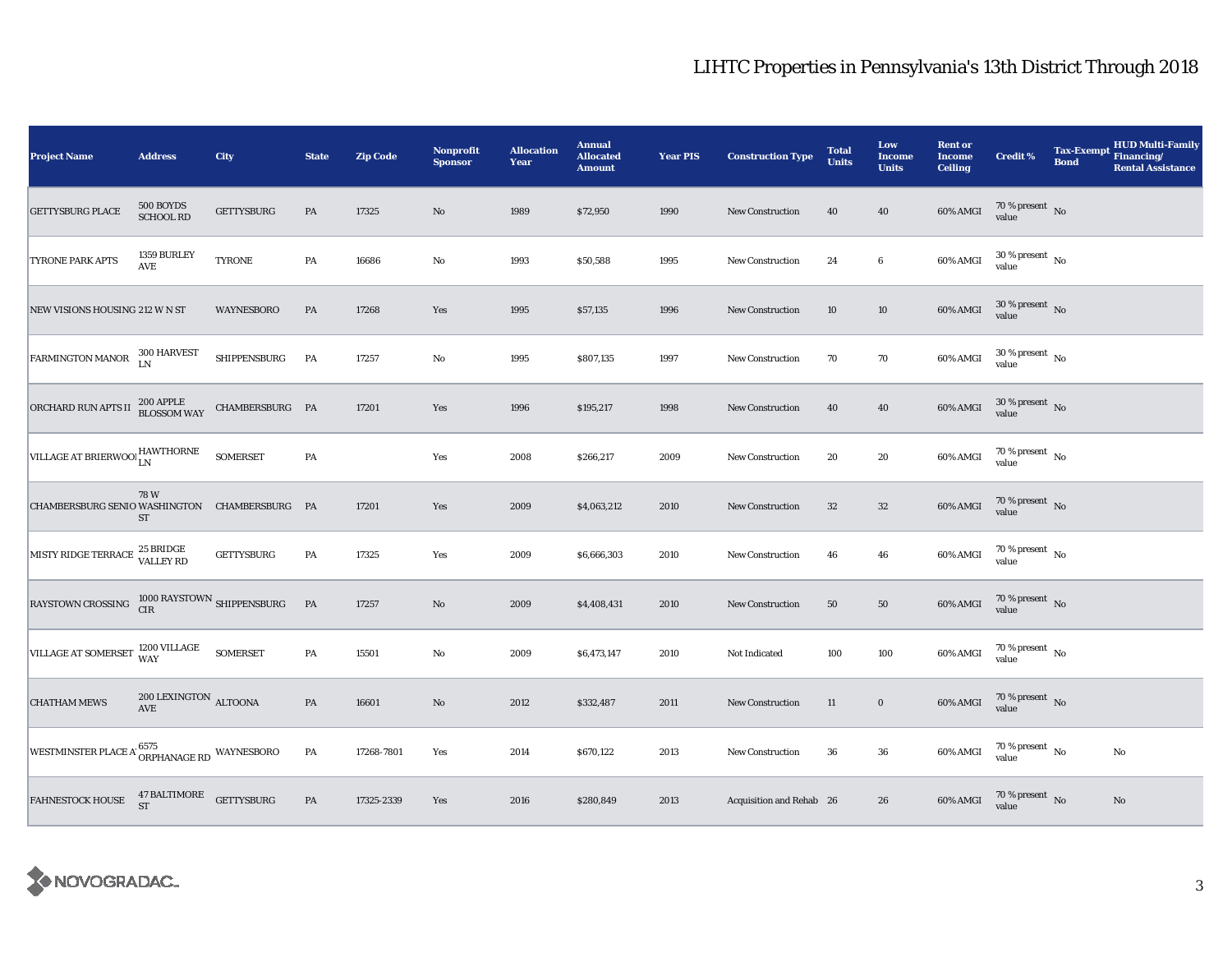# LIHTC Properties in Pennsylvania's 13th District Through 2018

| Project Name | Address | City | State | Zip Code | Nonprofit Sponsor | Allocation Year | Annual Allocated Amount | Year PIS | Construction Type | Total Units | Low Income Units | Rent or Income Ceiling | Credit % | Tax-Exempt Bond | HUD Multi-Family Financing/ Rental Assistance |
|---|---|---|---|---|---|---|---|---|---|---|---|---|---|---|---|
| GETTYSBURG PLACE | 500 BOYDS SCHOOL RD | GETTYSBURG | PA | 17325 | No | 1989 | $72,950 | 1990 | New Construction | 40 | 40 | 60% AMGI | 70 % present value | No | |
| TYRONE PARK APTS | 1359 BURLEY AVE | TYRONE | PA | 16686 | No | 1993 | $50,588 | 1995 | New Construction | 24 | 6 | 60% AMGI | 30 % present value | No | |
| NEW VISIONS HOUSING | 212 W N ST | WAYNESBORO | PA | 17268 | Yes | 1995 | $57,135 | 1996 | New Construction | 10 | 10 | 60% AMGI | 30 % present value | No | |
| FARMINGTON MANOR | 300 HARVEST LN | SHIPPENSBURG | PA | 17257 | No | 1995 | $807,135 | 1997 | New Construction | 70 | 70 | 60% AMGI | 30 % present value | No | |
| ORCHARD RUN APTS II | 200 APPLE BLOSSOM WAY | CHAMBERSBURG | PA | 17201 | Yes | 1996 | $195,217 | 1998 | New Construction | 40 | 40 | 60% AMGI | 30 % present value | No | |
| VILLAGE AT BRIERWOOI | HAWTHORNE LN | SOMERSET | PA | | Yes | 2008 | $266,217 | 2009 | New Construction | 20 | 20 | 60% AMGI | 70 % present value | No | |
| CHAMBERSBURG SENIO | 78 W WASHINGTON ST | CHAMBERSBURG | PA | 17201 | Yes | 2009 | $4,063,212 | 2010 | New Construction | 32 | 32 | 60% AMGI | 70 % present value | No | |
| MISTY RIDGE TERRACE | 25 BRIDGE VALLEY RD | GETTYSBURG | PA | 17325 | Yes | 2009 | $6,666,303 | 2010 | New Construction | 46 | 46 | 60% AMGI | 70 % present value | No | |
| RAYSTOWN CROSSING | 1000 RAYSTOWN CIR | SHIPPENSBURG | PA | 17257 | No | 2009 | $4,408,431 | 2010 | New Construction | 50 | 50 | 60% AMGI | 70 % present value | No | |
| VILLAGE AT SOMERSET | 1200 VILLAGE WAY | SOMERSET | PA | 15501 | No | 2009 | $6,473,147 | 2010 | Not Indicated | 100 | 100 | 60% AMGI | 70 % present value | No | |
| CHATHAM MEWS | 200 LEXINGTON AVE | ALTOONA | PA | 16601 | No | 2012 | $332,487 | 2011 | New Construction | 11 | 0 | 60% AMGI | 70 % present value | No | |
| WESTMINSTER PLACE A' | 6575 ORPHANAGE RD | WAYNESBORO | PA | 17268-7801 | Yes | 2014 | $670,122 | 2013 | New Construction | 36 | 36 | 60% AMGI | 70 % present value | No | No |
| FAHNESTOCK HOUSE | 47 BALTIMORE ST | GETTYSBURG | PA | 17325-2339 | Yes | 2016 | $280,849 | 2013 | Acquisition and Rehab | 26 | 26 | 60% AMGI | 70 % present value | No | No |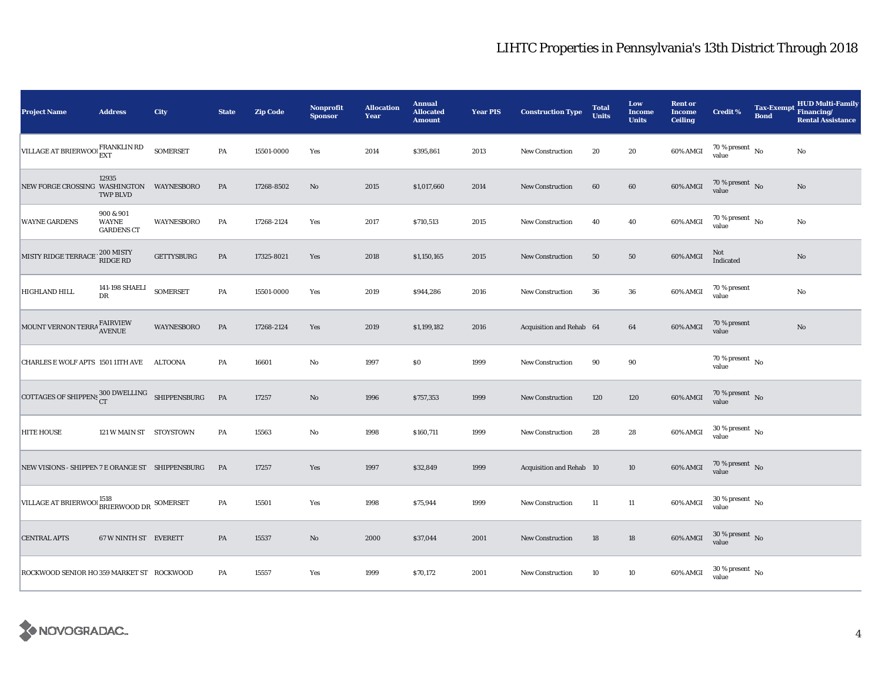# LIHTC Properties in Pennsylvania's 13th District Through 2018

| Project Name | Address | City | State | Zip Code | Nonprofit Sponsor | Allocation Year | Annual Allocated Amount | Year PIS | Construction Type | Total Units | Low Income Units | Rent or Income Ceiling | Credit % | Tax-Exempt Bond | HUD Multi-Family Financing/ Rental Assistance |
|---|---|---|---|---|---|---|---|---|---|---|---|---|---|---|---|
| VILLAGE AT BRIERWOOD | FRANKLIN RD EXT | SOMERSET | PA | 15501-0000 | Yes | 2014 | $395,861 | 2013 | New Construction | 20 | 20 | 60% AMGI | 70 % present value | No | No |
| NEW FORGE CROSSING | 12935 WASHINGTON TWP BLVD | WAYNESBORO | PA | 17268-8502 | No | 2015 | $1,017,660 | 2014 | New Construction | 60 | 60 | 60% AMGI | 70 % present value | No | No |
| WAYNE GARDENS | 900 & 901 WAYNE GARDENS CT | WAYNESBORO | PA | 17268-2124 | Yes | 2017 | $710,513 | 2015 | New Construction | 40 | 40 | 60% AMGI | 70 % present value | No | No |
| MISTY RIDGE TERRACE | 200 MISTY RIDGE RD | GETTYSBURG | PA | 17325-8021 | Yes | 2018 | $1,150,165 | 2015 | New Construction | 50 | 50 | 60% AMGI | Not Indicated | | No |
| HIGHLAND HILL | 141-198 SHAELI DR | SOMERSET | PA | 15501-0000 | Yes | 2019 | $944,286 | 2016 | New Construction | 36 | 36 | 60% AMGI | 70 % present value | | No |
| MOUNT VERNON TERRA | FAIRVIEW AVENUE | WAYNESBORO | PA | 17268-2124 | Yes | 2019 | $1,199,182 | 2016 | Acquisition and Rehab | 64 | 64 | 60% AMGI | 70 % present value | | No |
| CHARLES E WOLF APTS | 1501 11TH AVE | ALTOONA | PA | 16601 | No | 1997 | $0 | 1999 | New Construction | 90 | 90 | | 70 % present value | No | |
| COTTAGES OF SHIPPENS | 300 DWELLING CT | SHIPPENSBURG | PA | 17257 | No | 1996 | $757,353 | 1999 | New Construction | 120 | 120 | 60% AMGI | 70 % present value | No | |
| HITE HOUSE | 121 W MAIN ST | STOYSTOWN | PA | 15563 | No | 1998 | $160,711 | 1999 | New Construction | 28 | 28 | 60% AMGI | 30 % present value | No | |
| NEW VISIONS - SHIPPEN | 7 E ORANGE ST | SHIPPENSBURG | PA | 17257 | Yes | 1997 | $32,849 | 1999 | Acquisition and Rehab | 10 | 10 | 60% AMGI | 70 % present value | No | |
| VILLAGE AT BRIERWOOD | 1518 BRIERWOOD DR | SOMERSET | PA | 15501 | Yes | 1998 | $75,944 | 1999 | New Construction | 11 | 11 | 60% AMGI | 30 % present value | No | |
| CENTRAL APTS | 67 W NINTH ST | EVERETT | PA | 15537 | No | 2000 | $37,044 | 2001 | New Construction | 18 | 18 | 60% AMGI | 30 % present value | No | |
| ROCKWOOD SENIOR HO | 359 MARKET ST | ROCKWOOD | PA | 15557 | Yes | 1999 | $70,172 | 2001 | New Construction | 10 | 10 | 60% AMGI | 30 % present value | No | |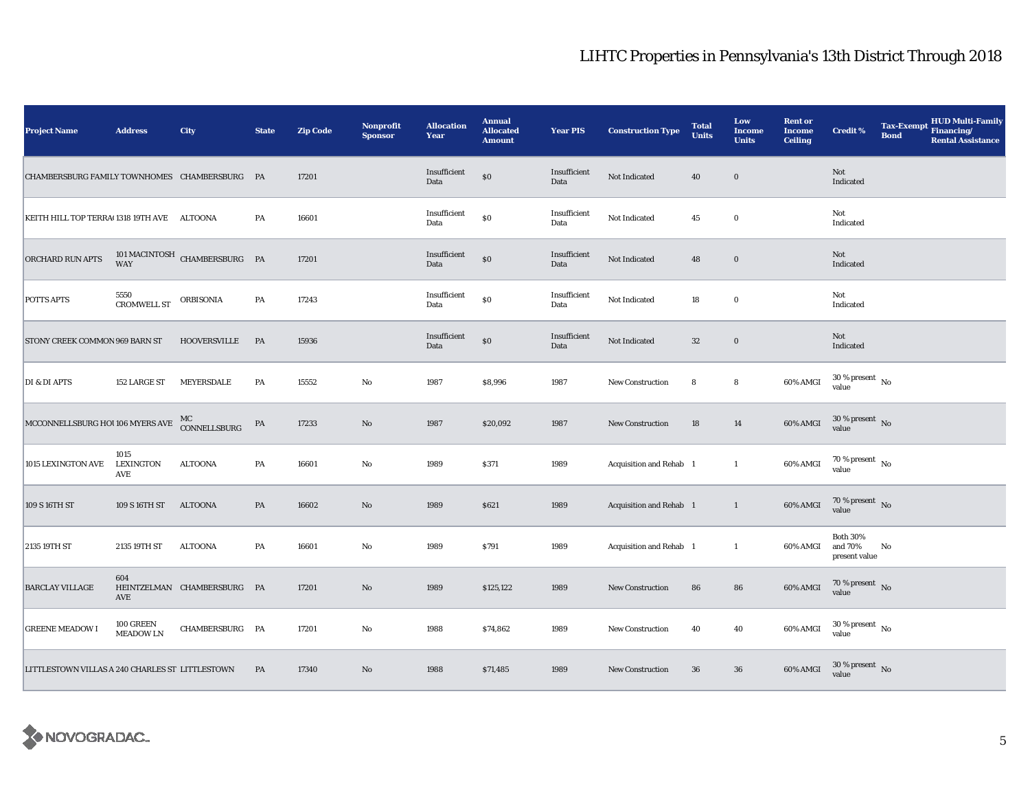# LIHTC Properties in Pennsylvania's 13th District Through 2018

| Project Name | Address | City | State | Zip Code | Nonprofit Sponsor | Allocation Year | Annual Allocated Amount | Year PIS | Construction Type | Total Units | Low Income Units | Rent or Income Ceiling | Credit % | Tax-Exempt Bond | HUD Multi-Family Financing/ Rental Assistance |
|---|---|---|---|---|---|---|---|---|---|---|---|---|---|---|---|
| CHAMBERSBURG FAMILY TOWNHOMES | | CHAMBERSBURG | PA | 17201 | | Insufficient Data | $0 | Insufficient Data | Not Indicated | 40 | 0 | | Not Indicated | | |
| KEITH HILL TOP TERRA( | 1318 19TH AVE | ALTOONA | PA | 16601 | | Insufficient Data | $0 | Insufficient Data | Not Indicated | 45 | 0 | | Not Indicated | | |
| ORCHARD RUN APTS | 101 MACINTOSH WAY | CHAMBERSBURG | PA | 17201 | | Insufficient Data | $0 | Insufficient Data | Not Indicated | 48 | 0 | | Not Indicated | | |
| POTTS APTS | 5550 CROMWELL ST | ORBISONIA | PA | 17243 | | Insufficient Data | $0 | Insufficient Data | Not Indicated | 18 | 0 | | Not Indicated | | |
| STONY CREEK COMMON | 969 BARN ST | HOOVERSVILLE | PA | 15936 | | Insufficient Data | $0 | Insufficient Data | Not Indicated | 32 | 0 | | Not Indicated | | |
| DI & DI APTS | 152 LARGE ST | MEYERSDALE | PA | 15552 | No | 1987 | $8,996 | 1987 | New Construction | 8 | 8 | 60% AMGI | 30 % present value | No | |
| MCCONNELLSBURG HOU | 106 MYERS AVE | MC CONNELLSBURG | PA | 17233 | No | 1987 | $20,092 | 1987 | New Construction | 18 | 14 | 60% AMGI | 30 % present value | No | |
| 1015 LEXINGTON AVE | 1015 LEXINGTON AVE | ALTOONA | PA | 16601 | No | 1989 | $371 | 1989 | Acquisition and Rehab | 1 | 1 | 60% AMGI | 70 % present value | No | |
| 109 S 16TH ST | 109 S 16TH ST | ALTOONA | PA | 16602 | No | 1989 | $621 | 1989 | Acquisition and Rehab | 1 | 1 | 60% AMGI | 70 % present value | No | |
| 2135 19TH ST | 2135 19TH ST | ALTOONA | PA | 16601 | No | 1989 | $791 | 1989 | Acquisition and Rehab | 1 | 1 | 60% AMGI | Both 30% and 70% present value | No | |
| BARCLAY VILLAGE | 604 HEINTZELMAN AVE | CHAMBERSBURG | PA | 17201 | No | 1989 | $125,122 | 1989 | New Construction | 86 | 86 | 60% AMGI | 70 % present value | No | |
| GREENE MEADOW I | 100 GREEN MEADOW LN | CHAMBERSBURG | PA | 17201 | No | 1988 | $74,862 | 1989 | New Construction | 40 | 40 | 60% AMGI | 30 % present value | No | |
| LITTLESTOWN VILLAS A | 240 CHARLES ST | LITTLESTOWN | PA | 17340 | No | 1988 | $71,485 | 1989 | New Construction | 36 | 36 | 60% AMGI | 30 % present value | No | |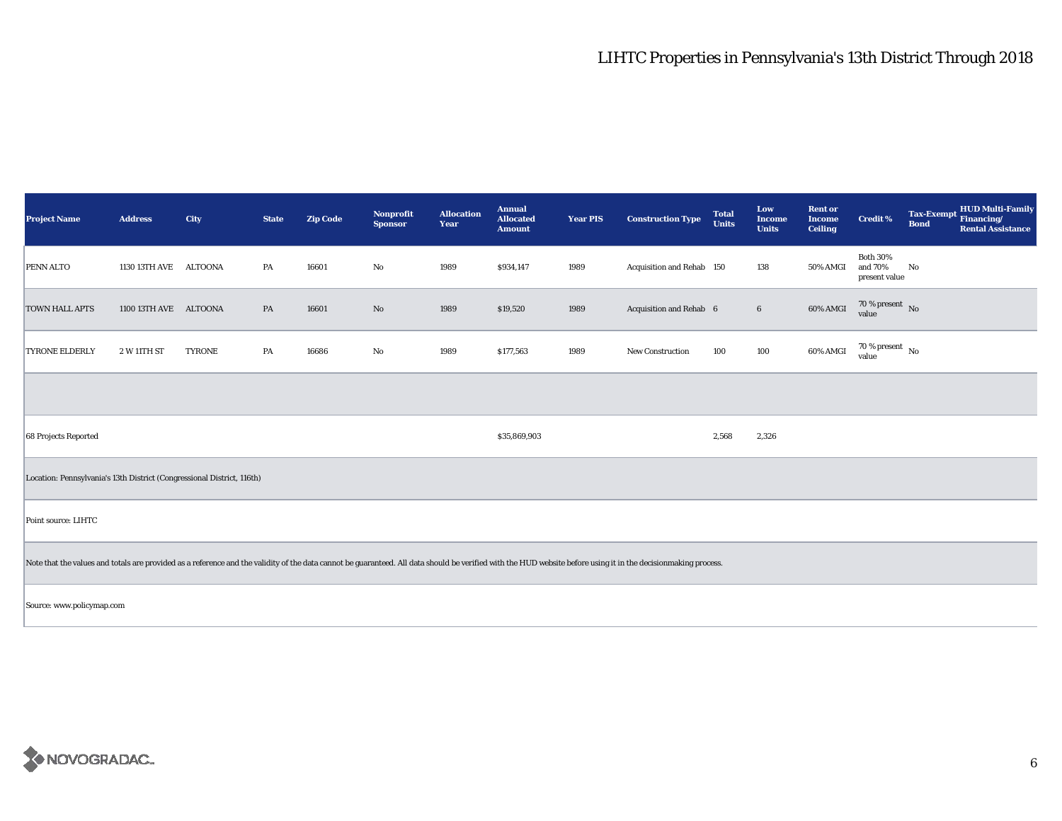| Project Name | Address | City | State | Zip Code | Nonprofit Sponsor | Allocation Year | Annual Allocated Amount | Year PIS | Construction Type | Total Units | Low Income Units | Rent or Income Ceiling | Credit % | Tax-Exempt Bond | HUD Multi-Family Financing/ Rental Assistance |
|---|---|---|---|---|---|---|---|---|---|---|---|---|---|---|---|
| PENN ALTO | 1130 13TH AVE | ALTOONA | PA | 16601 | No | 1989 | $934,147 | 1989 | Acquisition and Rehab | 150 | 138 | 50% AMGI | Both 30% and 70% present value | No | |
| TOWN HALL APTS | 1100 13TH AVE | ALTOONA | PA | 16601 | No | 1989 | $19,520 | 1989 | Acquisition and Rehab | 6 | 6 | 60% AMGI | 70 % present value | No | |
| TYRONE ELDERLY | 2 W 11TH ST | TYRONE | PA | 16686 | No | 1989 | $177,563 | 1989 | New Construction | 100 | 100 | 60% AMGI | 70 % present value | No | |
| | | | | | | | | | | | | | | | |
| 68 Projects Reported | | | | | | | $35,869,903 | | | 2,568 | 2,326 | | | | |

Location: Pennsylvania's 13th District (Congressional District, 116th)

Point source: LIHTC

Note that the values and totals are provided as a reference and the validity of the data cannot be guaranteed. All data should be verified with the HUD website before using it in the decisionmaking process.

Source: www.policymap.com